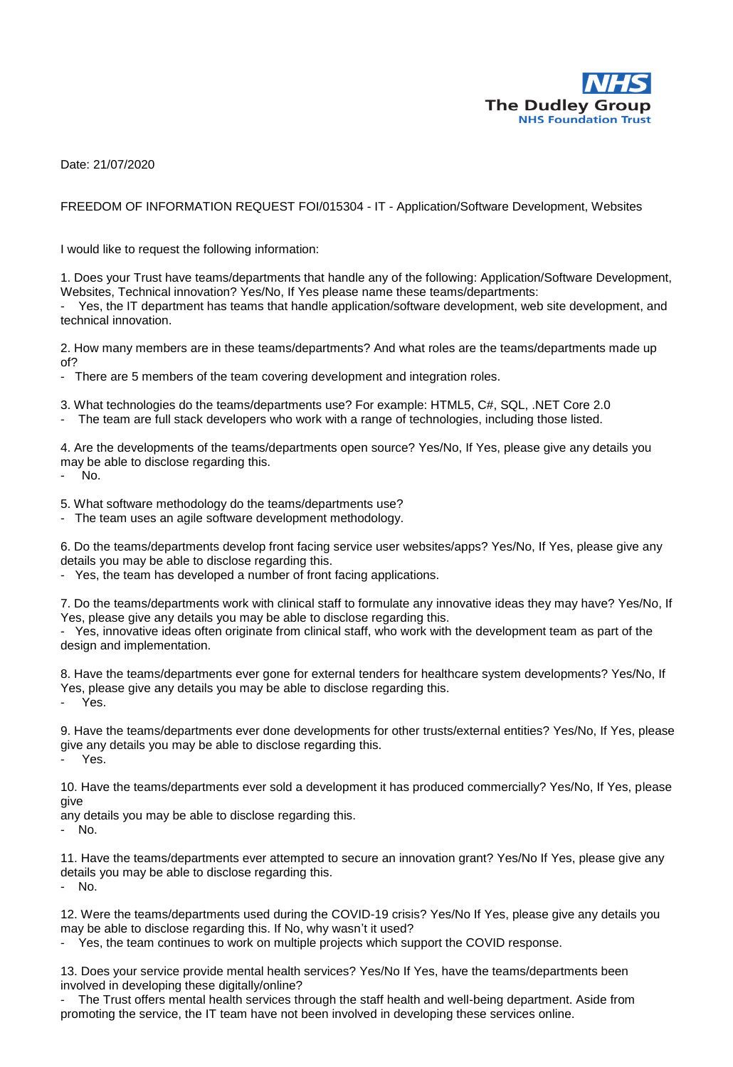NHS
The Dudley Group
NHS Foundation Trust

Date: 21/07/2020

FREEDOM OF INFORMATION REQUEST FOI/015304 - IT - Application/Software Development, Websites

I would like to request the following information:

1. Does your Trust have teams/departments that handle any of the following: Application/Software Development, Websites, Technical innovation? Yes/No, If Yes please name these teams/departments:
- Yes, the IT department has teams that handle application/software development, web site development, and technical innovation.

2. How many members are in these teams/departments? And what roles are the teams/departments made up of?
- There are 5 members of the team covering development and integration roles.

3. What technologies do the teams/departments use? For example: HTML5, C#, SQL, .NET Core 2.0
- The team are full stack developers who work with a range of technologies, including those listed.

4. Are the developments of the teams/departments open source? Yes/No, If Yes, please give any details you may be able to disclose regarding this.
- No.

5. What software methodology do the teams/departments use?
- The team uses an agile software development methodology.

6. Do the teams/departments develop front facing service user websites/apps? Yes/No, If Yes, please give any details you may be able to disclose regarding this.
- Yes, the team has developed a number of front facing applications.

7. Do the teams/departments work with clinical staff to formulate any innovative ideas they may have? Yes/No, If Yes, please give any details you may be able to disclose regarding this.
- Yes, innovative ideas often originate from clinical staff, who work with the development team as part of the design and implementation.

8. Have the teams/departments ever gone for external tenders for healthcare system developments? Yes/No, If Yes, please give any details you may be able to disclose regarding this.
- Yes.

9. Have the teams/departments ever done developments for other trusts/external entities? Yes/No, If Yes, please give any details you may be able to disclose regarding this.
- Yes.

10. Have the teams/departments ever sold a development it has produced commercially? Yes/No, If Yes, please give
any details you may be able to disclose regarding this.
- No.

11. Have the teams/departments ever attempted to secure an innovation grant? Yes/No If Yes, please give any details you may be able to disclose regarding this.
- No.

12. Were the teams/departments used during the COVID-19 crisis? Yes/No If Yes, please give any details you may be able to disclose regarding this. If No, why wasn't it used?
- Yes, the team continues to work on multiple projects which support the COVID response.

13. Does your service provide mental health services? Yes/No If Yes, have the teams/departments been involved in developing these digitally/online?
- The Trust offers mental health services through the staff health and well-being department. Aside from promoting the service, the IT team have not been involved in developing these services online.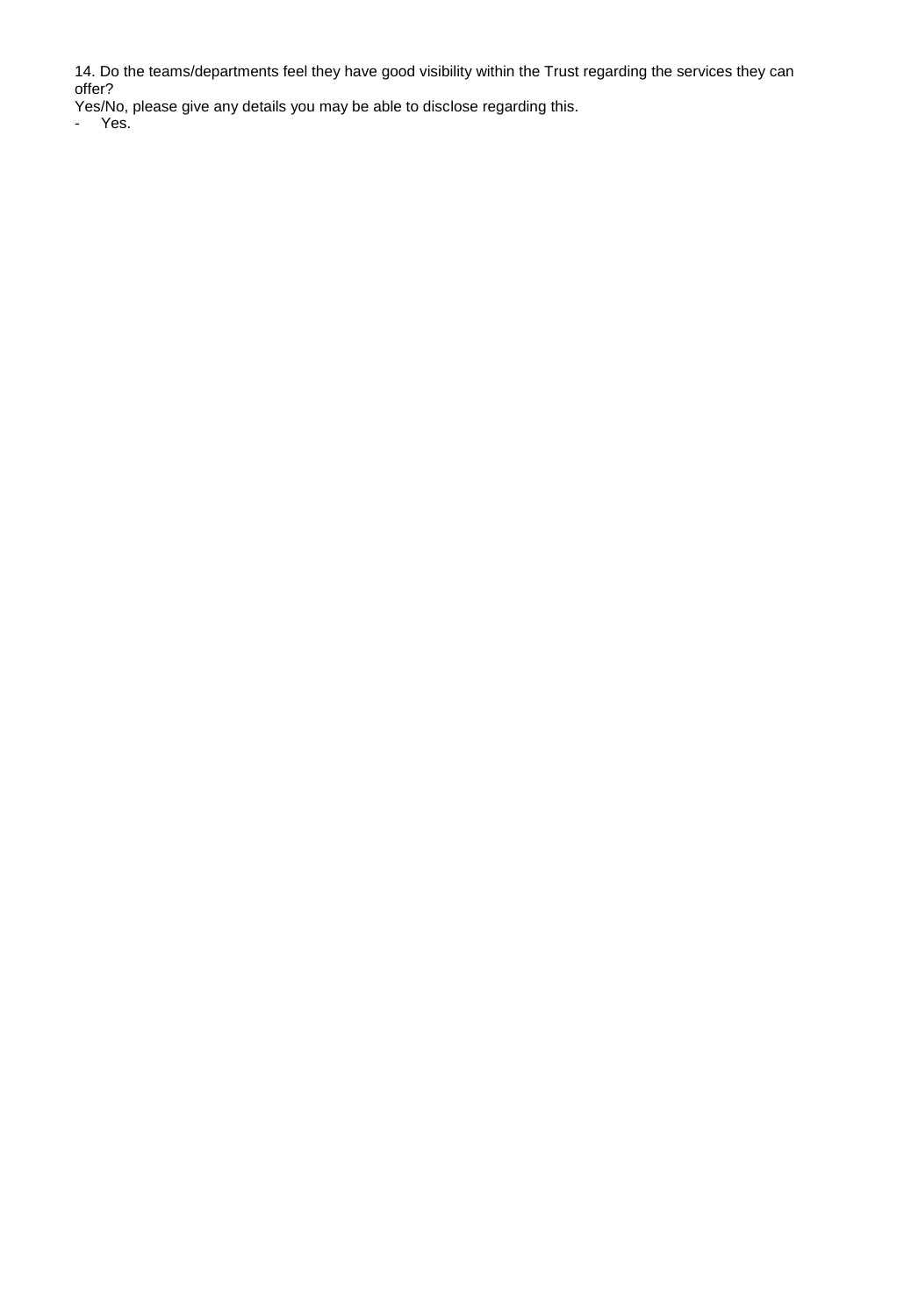14. Do the teams/departments feel they have good visibility within the Trust regarding the services they can offer?

Yes/No, please give any details you may be able to disclose regarding this.

- Yes.